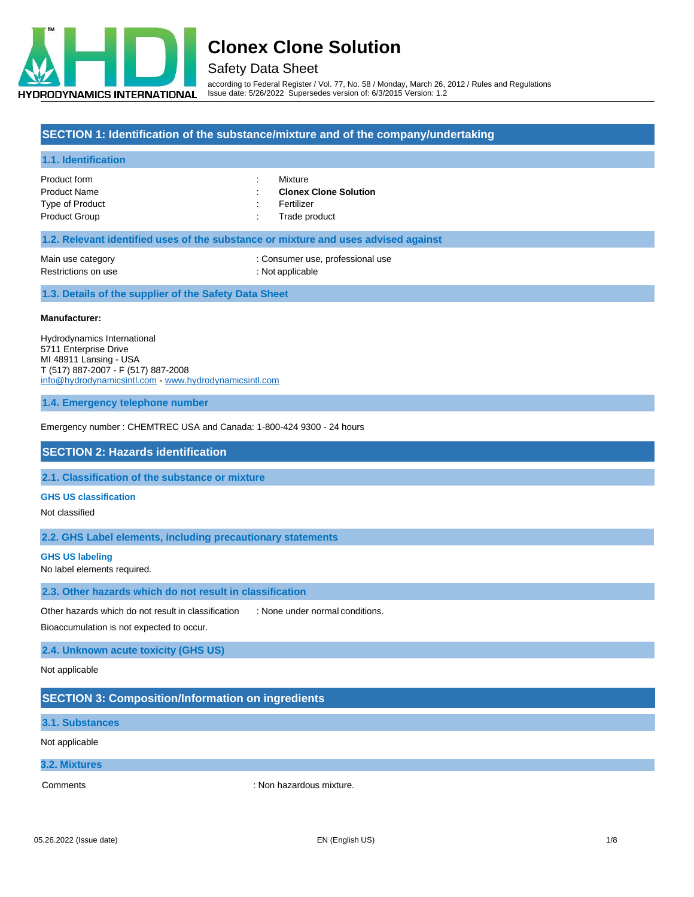# Clonex Clone Solution

Safety Data Sheet

according to Federal Register / Vol. 77, No. 58 / Monday, March 26, 2012 / Rules and Regulations
Issue date: 5/26/2022 Supersedes version of: 6/3/2015 Version: 1.2

## SECTION 1: Identification of the substance/mixture and of the company/undertaking

### 1.1. Identification

Product form : Mixture
Product Name : **Clonex Clone Solution**
Type of Product : Fertilizer
Product Group : Trade product

### 1.2. Relevant identified uses of the substance or mixture and uses advised against

Main use category : Consumer use, professional use
Restrictions on use : Not applicable

### 1.3. Details of the supplier of the Safety Data Sheet

**Manufacturer:**

Hydrodynamics International
5711 Enterprise Drive
MI 48911 Lansing - USA
T (517) 887-2007 - F (517) 887-2008
info@hydrodynamicsintl.com - www.hydrodynamicsintl.com

### 1.4. Emergency telephone number

Emergency number : CHEMTREC USA and Canada: 1-800-424 9300 - 24 hours

## SECTION 2: Hazards identification

### 2.1. Classification of the substance or mixture

#### GHS US classification

Not classified

### 2.2. GHS Label elements, including precautionary statements

#### GHS US labeling

No label elements required.

### 2.3. Other hazards which do not result in classification

Other hazards which do not result in classification : None under normal conditions.

Bioaccumulation is not expected to occur.

### 2.4. Unknown acute toxicity (GHS US)

Not applicable

## SECTION 3: Composition/Information on ingredients

### 3.1. Substances

Not applicable

### 3.2. Mixtures

Comments : Non hazardous mixture.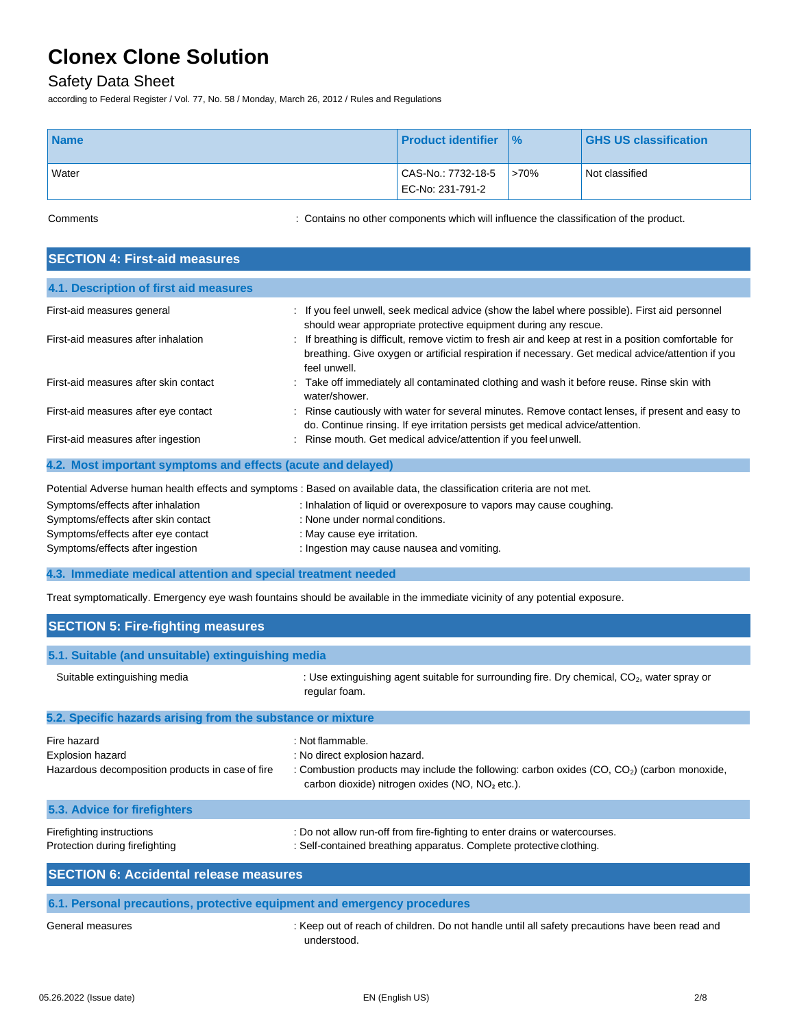# Clonex Clone Solution

## Safety Data Sheet

according to Federal Register / Vol. 77, No. 58 / Monday, March 26, 2012 / Rules and Regulations

| Name | Product identifier | % | GHS US classification |
|---|---|---|---|
| Water | CAS-No.: 7732-18-5<br>EC-No: 231-791-2 | >70% | Not classified |

Comments : Contains no other components which will influence the classification of the product.

## SECTION 4: First-aid measures

### 4.1. Description of first aid measures

First-aid measures general : If you feel unwell, seek medical advice (show the label where possible). First aid personnel should wear appropriate protective equipment during any rescue.

First-aid measures after inhalation : If breathing is difficult, remove victim to fresh air and keep at rest in a position comfortable for breathing. Give oxygen or artificial respiration if necessary. Get medical advice/attention if you feel unwell.

First-aid measures after skin contact : Take off immediately all contaminated clothing and wash it before reuse. Rinse skin with water/shower.

First-aid measures after eye contact : Rinse cautiously with water for several minutes. Remove contact lenses, if present and easy to do. Continue rinsing. If eye irritation persists get medical advice/attention.

First-aid measures after ingestion : Rinse mouth. Get medical advice/attention if you feel unwell.

### 4.2. Most important symptoms and effects (acute and delayed)

Potential Adverse human health effects and symptoms : Based on available data, the classification criteria are not met.

Symptoms/effects after inhalation : Inhalation of liquid or overexposure to vapors may cause coughing.

Symptoms/effects after skin contact : None under normal conditions.

Symptoms/effects after eye contact : May cause eye irritation.

Symptoms/effects after ingestion : Ingestion may cause nausea and vomiting.

### 4.3. Immediate medical attention and special treatment needed

Treat symptomatically. Emergency eye wash fountains should be available in the immediate vicinity of any potential exposure.

## SECTION 5: Fire-fighting measures

### 5.1. Suitable (and unsuitable) extinguishing media

Suitable extinguishing media : Use extinguishing agent suitable for surrounding fire. Dry chemical, $CO_2$, water spray or regular foam.

### 5.2. Specific hazards arising from the substance or mixture

Fire hazard : Not flammable.

Explosion hazard : No direct explosion hazard.

Hazardous decomposition products in case of fire : Combustion products may include the following: carbon oxides ($CO$, $CO_2$) (carbon monoxide, carbon dioxide) nitrogen oxides ($NO$, $NO_2$ etc.).

### 5.3. Advice for firefighters

Firefighting instructions : Do not allow run-off from fire-fighting to enter drains or watercourses.

Protection during firefighting : Self-contained breathing apparatus. Complete protective clothing.

## SECTION 6: Accidental release measures

### 6.1. Personal precautions, protective equipment and emergency procedures

General measures : Keep out of reach of children. Do not handle until all safety precautions have been read and understood.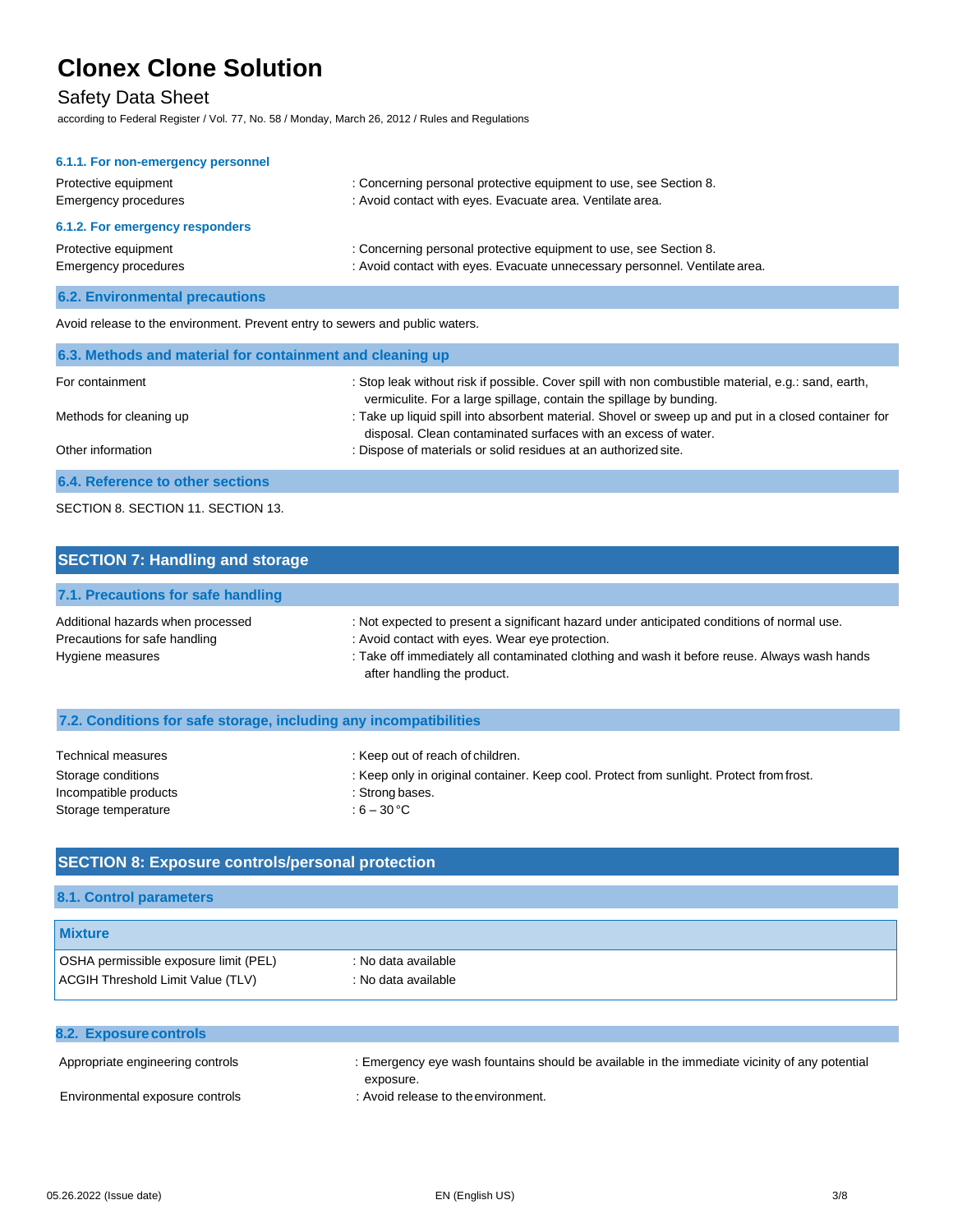#### 6.1.1. For non-emergency personnel

Protective equipment : Concerning personal protective equipment to use, see Section 8.

Emergency procedures : Avoid contact with eyes. Evacuate area. Ventilate area.

#### 6.1.2. For emergency responders

Protective equipment : Concerning personal protective equipment to use, see Section 8.

Emergency procedures : Avoid contact with eyes. Evacuate unnecessary personnel. Ventilate area.

### 6.2. Environmental precautions

Avoid release to the environment. Prevent entry to sewers and public waters.

### 6.3. Methods and material for containment and cleaning up

For containment : Stop leak without risk if possible. Cover spill with non combustible material, e.g.: sand, earth, vermiculite. For a large spillage, contain the spillage by bunding.

Methods for cleaning up : Take up liquid spill into absorbent material. Shovel or sweep up and put in a closed container for disposal. Clean contaminated surfaces with an excess of water.

Other information : Dispose of materials or solid residues at an authorized site.

### 6.4. Reference to other sections

SECTION 8. SECTION 11. SECTION 13.

## SECTION 7: Handling and storage

### 7.1. Precautions for safe handling

Additional hazards when processed : Not expected to present a significant hazard under anticipated conditions of normal use.

Precautions for safe handling : Avoid contact with eyes. Wear eye protection.

Hygiene measures : Take off immediately all contaminated clothing and wash it before reuse. Always wash hands after handling the product.

### 7.2. Conditions for safe storage, including any incompatibilities

Technical measures : Keep out of reach of children.

Storage conditions : Keep only in original container. Keep cool. Protect from sunlight. Protect from frost.

Incompatible products : Strong bases.

Storage temperature : 6 – 30 °C

## SECTION 8: Exposure controls/personal protection

### 8.1. Control parameters

| Mixture | |
|---|---|
| OSHA permissible exposure limit (PEL) | : No data available |
| ACGIH Threshold Limit Value (TLV) | : No data available |

### 8.2. Exposure controls

Appropriate engineering controls : Emergency eye wash fountains should be available in the immediate vicinity of any potential exposure.

Environmental exposure controls : Avoid release to the environment.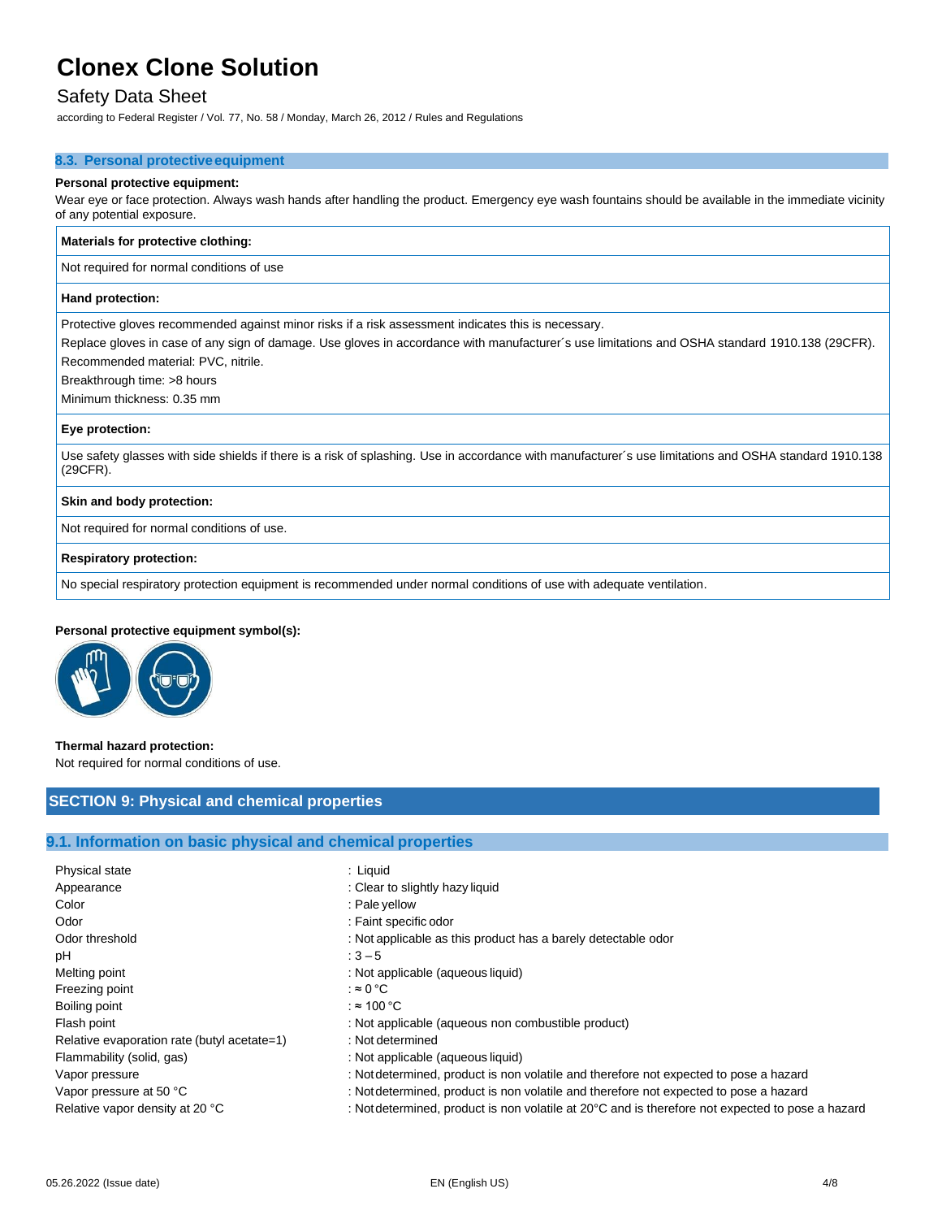### 8.3. Personal protective equipment

**Personal protective equipment:**

Wear eye or face protection. Always wash hands after handling the product. Emergency eye wash fountains should be available in the immediate vicinity of any potential exposure.

| **Materials for protective clothing:** |
|---|
| Not required for normal conditions of use |
| **Hand protection:** |
| Protective gloves recommended against minor risks if a risk assessment indicates this is necessary.<br>Replace gloves in case of any sign of damage. Use gloves in accordance with manufacturer´s use limitations and OSHA standard 1910.138 (29CFR).<br>Recommended material: PVC, nitrile.<br>Breakthrough time: >8 hours<br>Minimum thickness: 0.35 mm |
| **Eye protection:** |
| Use safety glasses with side shields if there is a risk of splashing. Use in accordance with manufacturer´s use limitations and OSHA standard 1910.138 (29CFR). |
| **Skin and body protection:** |
| Not required for normal conditions of use. |
| **Respiratory protection:** |
| No special respiratory protection equipment is recommended under normal conditions of use with adequate ventilation. |

**Personal protective equipment symbol(s):**

**Thermal hazard protection:**

Not required for normal conditions of use.

## SECTION 9: Physical and chemical properties

### 9.1. Information on basic physical and chemical properties

| | |
|---|---|
| Physical state | : Liquid |
| Appearance | : Clear to slightly hazy liquid |
| Color | : Pale yellow |
| Odor | : Faint specific odor |
| Odor threshold | : Not applicable as this product has a barely detectable odor |
| pH | : 3 – 5 |
| Melting point | : Not applicable (aqueous liquid) |
| Freezing point | : ≈ 0 °C |
| Boiling point | : ≈ 100 °C |
| Flash point | : Not applicable (aqueous non combustible product) |
| Relative evaporation rate (butyl acetate=1) | : Not determined |
| Flammability (solid, gas) | : Not applicable (aqueous liquid) |
| Vapor pressure | : Not determined, product is non volatile and therefore not expected to pose a hazard |
| Vapor pressure at 50 °C | : Not determined, product is non volatile and therefore not expected to pose a hazard |
| Relative vapor density at 20 °C | : Not determined, product is non volatile at 20°C and is therefore not expected to pose a hazard |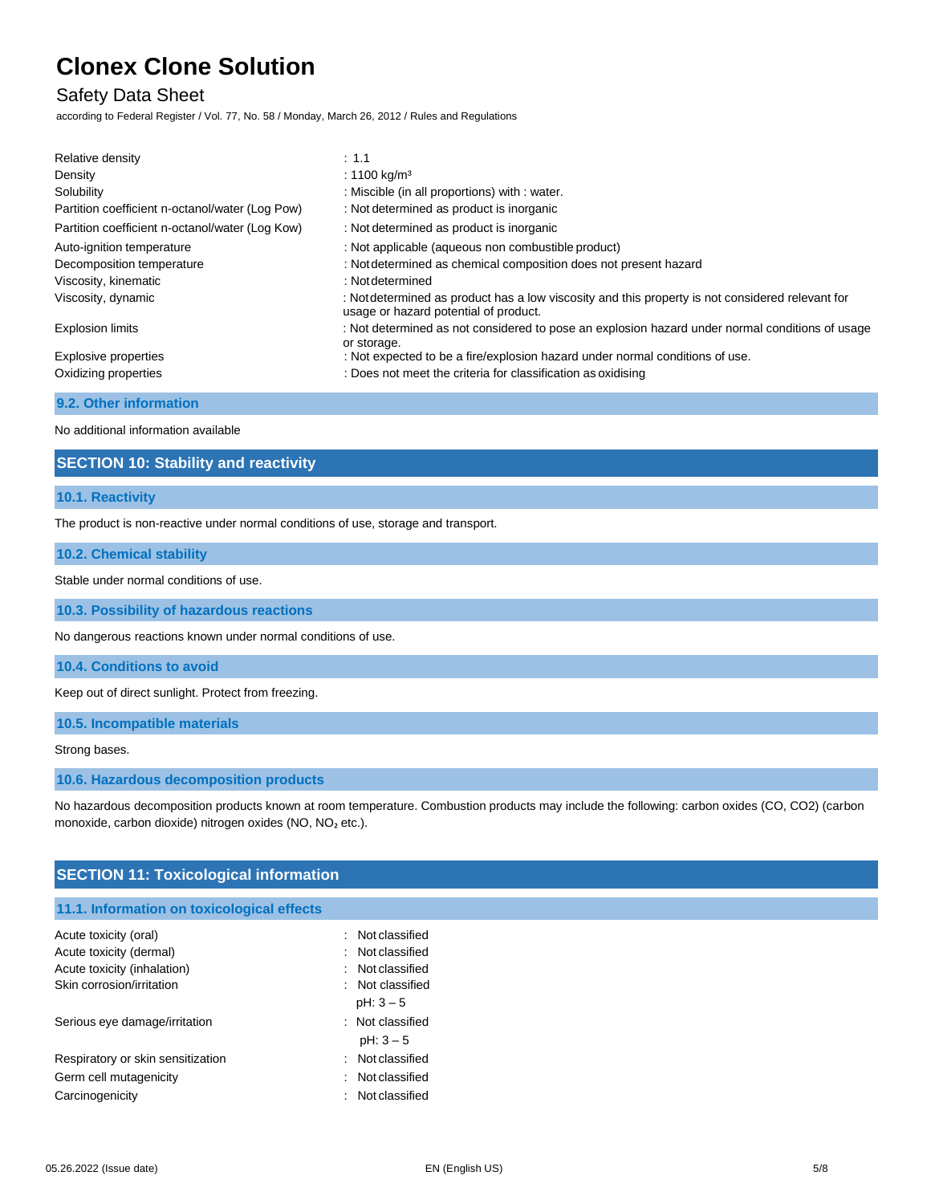| | |
|---|---|
| Relative density | : 1.1 |
| Density | : 1100 kg/m³ |
| Solubility | : Miscible (in all proportions) with : water. |
| Partition coefficient n-octanol/water (Log Pow) | : Not determined as product is inorganic |
| Partition coefficient n-octanol/water (Log Kow) | : Not determined as product is inorganic |
| Auto-ignition temperature | : Not applicable (aqueous non combustible product) |
| Decomposition temperature | : Not determined as chemical composition does not present hazard |
| Viscosity, kinematic | : Not determined |
| Viscosity, dynamic | : Not determined as product has a low viscosity and this property is not considered relevant for usage or hazard potential of product. |
| Explosion limits | : Not determined as not considered to pose an explosion hazard under normal conditions of usage or storage. |
| Explosive properties | : Not expected to be a fire/explosion hazard under normal conditions of use. |
| Oxidizing properties | : Does not meet the criteria for classification as oxidising |

### 9.2. Other information

No additional information available

## SECTION 10: Stability and reactivity

### 10.1. Reactivity

The product is non-reactive under normal conditions of use, storage and transport.

### 10.2. Chemical stability

Stable under normal conditions of use.

### 10.3. Possibility of hazardous reactions

No dangerous reactions known under normal conditions of use.

### 10.4. Conditions to avoid

Keep out of direct sunlight. Protect from freezing.

### 10.5. Incompatible materials

Strong bases.

### 10.6. Hazardous decomposition products

No hazardous decomposition products known at room temperature. Combustion products may include the following: carbon oxides ($CO$, $CO_2$) (carbon monoxide, carbon dioxide) nitrogen oxides ($NO$, $NO_2$ etc.).

## SECTION 11: Toxicological information

### 11.1. Information on toxicological effects

| | |
|---|---|
| Acute toxicity (oral) | : Not classified |
| Acute toxicity (dermal) | : Not classified |
| Acute toxicity (inhalation) | : Not classified |
| Skin corrosion/irritation | : Not classified<br>pH: 3 – 5 |
| Serious eye damage/irritation | : Not classified<br>pH: 3 – 5 |
| Respiratory or skin sensitization | : Not classified |
| Germ cell mutagenicity | : Not classified |
| Carcinogenicity | : Not classified |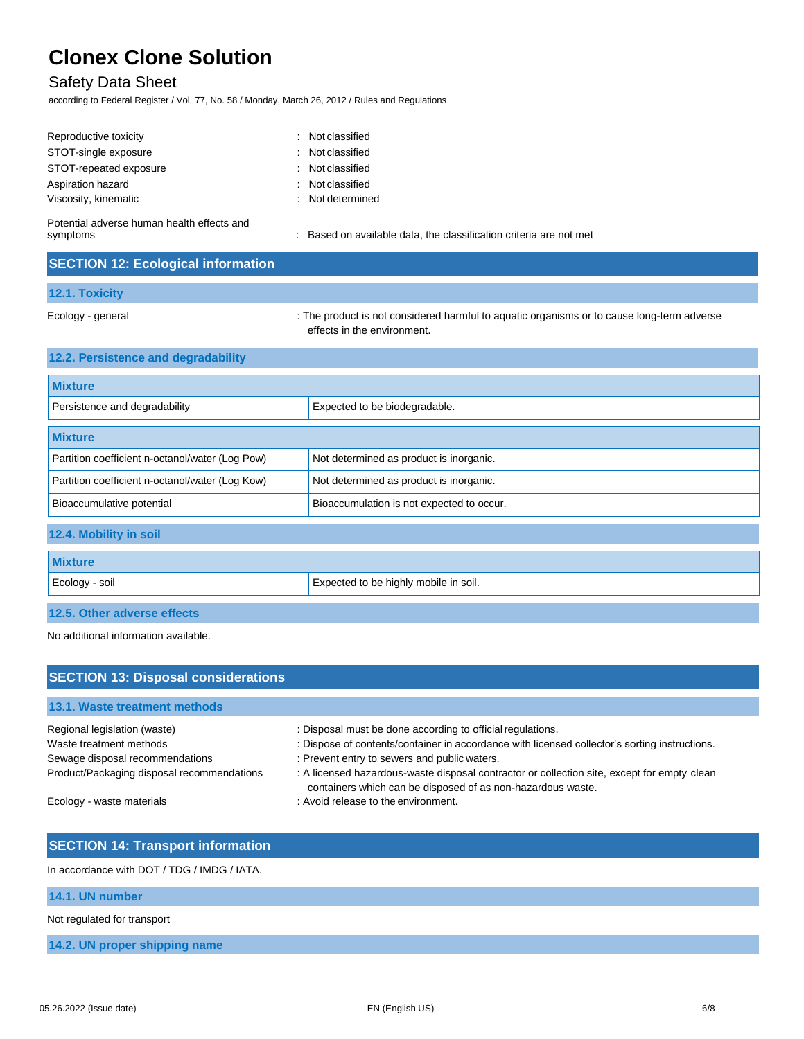Reproductive toxicity : Not classified
STOT-single exposure : Not classified
STOT-repeated exposure : Not classified
Aspiration hazard : Not classified
Viscosity, kinematic : Not determined

Potential adverse human health effects and symptoms : Based on available data, the classification criteria are not met

## SECTION 12: Ecological information

### 12.1. Toxicity

Ecology - general : The product is not considered harmful to aquatic organisms or to cause long-term adverse effects in the environment.

### 12.2. Persistence and degradability

| Mixture | |
|---|---|
| Persistence and degradability | Expected to be biodegradable. |

| Mixture | |
|---|---|
| Partition coefficient n-octanol/water (Log Pow) | Not determined as product is inorganic. |
| Partition coefficient n-octanol/water (Log Kow) | Not determined as product is inorganic. |
| Bioaccumulative potential | Bioaccumulation is not expected to occur. |

### 12.4. Mobility in soil

| Mixture | |
|---|---|
| Ecology - soil | Expected to be highly mobile in soil. |

### 12.5. Other adverse effects

No additional information available.

## SECTION 13: Disposal considerations

### 13.1. Waste treatment methods

Regional legislation (waste) : Disposal must be done according to official regulations.
Waste treatment methods : Dispose of contents/container in accordance with licensed collector's sorting instructions.
Sewage disposal recommendations : Prevent entry to sewers and public waters.
Product/Packaging disposal recommendations : A licensed hazardous-waste disposal contractor or collection site, except for empty clean containers which can be disposed of as non-hazardous waste.
Ecology - waste materials : Avoid release to the environment.

## SECTION 14: Transport information

In accordance with DOT / TDG / IMDG / IATA.

### 14.1. UN number

Not regulated for transport

### 14.2. UN proper shipping name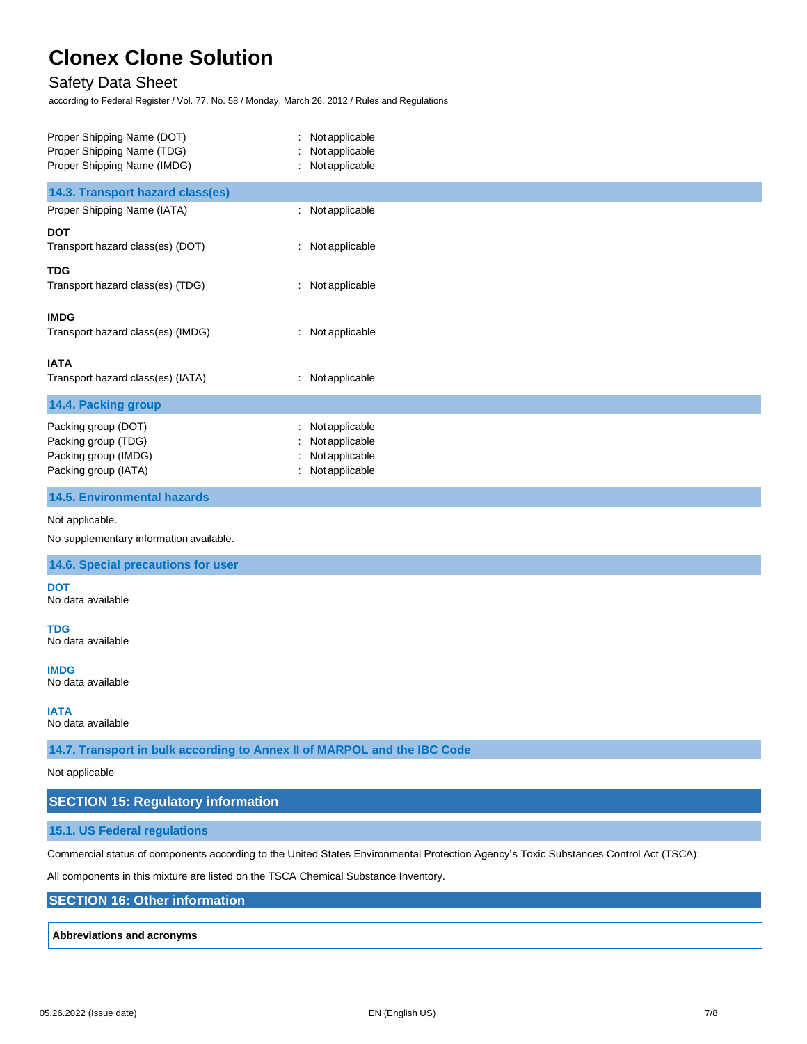Proper Shipping Name (DOT) : Not applicable
Proper Shipping Name (TDG) : Not applicable
Proper Shipping Name (IMDG) : Not applicable

### 14.3. Transport hazard class(es)

Proper Shipping Name (IATA) : Not applicable

**DOT**
Transport hazard class(es) (DOT) : Not applicable

**TDG**
Transport hazard class(es) (TDG) : Not applicable

**IMDG**
Transport hazard class(es) (IMDG) : Not applicable

**IATA**
Transport hazard class(es) (IATA) : Not applicable

### 14.4. Packing group

Packing group (DOT) : Not applicable
Packing group (TDG) : Not applicable
Packing group (IMDG) : Not applicable
Packing group (IATA) : Not applicable

### 14.5. Environmental hazards

Not applicable.

No supplementary information available.

### 14.6. Special precautions for user

**DOT**
No data available

**TDG**
No data available

**IMDG**
No data available

**IATA**
No data available

### 14.7. Transport in bulk according to Annex II of MARPOL and the IBC Code

Not applicable

## SECTION 15: Regulatory information

### 15.1. US Federal regulations

Commercial status of components according to the United States Environmental Protection Agency's Toxic Substances Control Act (TSCA):

All components in this mixture are listed on the TSCA Chemical Substance Inventory.

## SECTION 16: Other information

**Abbreviations and acronyms**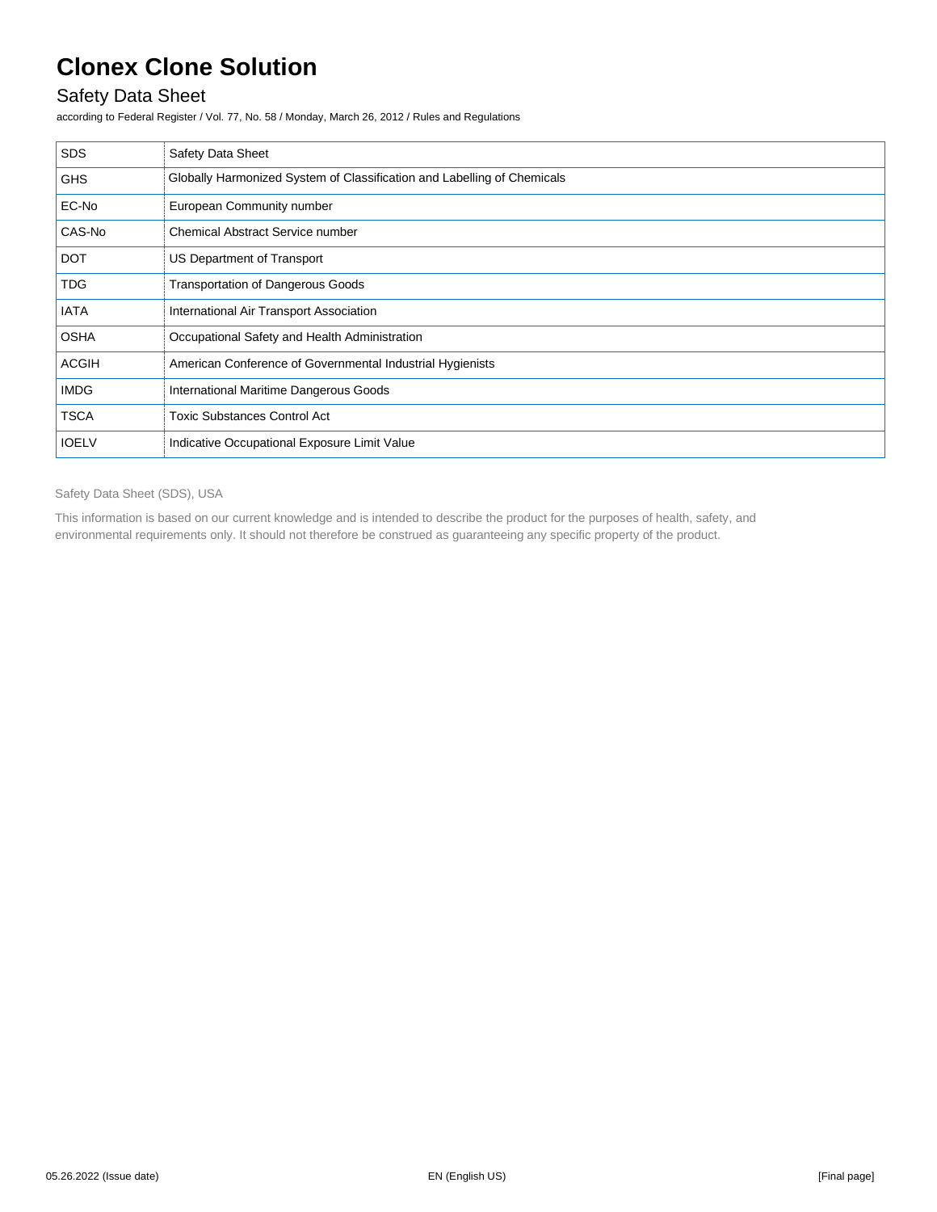| | |
|---|---|
| SDS | Safety Data Sheet |
| GHS | Globally Harmonized System of Classification and Labelling of Chemicals |
| EC-No | European Community number |
| CAS-No | Chemical Abstract Service number |
| DOT | US Department of Transport |
| TDG | Transportation of Dangerous Goods |
| IATA | International Air Transport Association |
| OSHA | Occupational Safety and Health Administration |
| ACGIH | American Conference of Governmental Industrial Hygienists |
| IMDG | International Maritime Dangerous Goods |
| TSCA | Toxic Substances Control Act |
| IOELV | Indicative Occupational Exposure Limit Value |

Safety Data Sheet (SDS), USA

This information is based on our current knowledge and is intended to describe the product for the purposes of health, safety, and environmental requirements only. It should not therefore be construed as guaranteeing any specific property of the product.